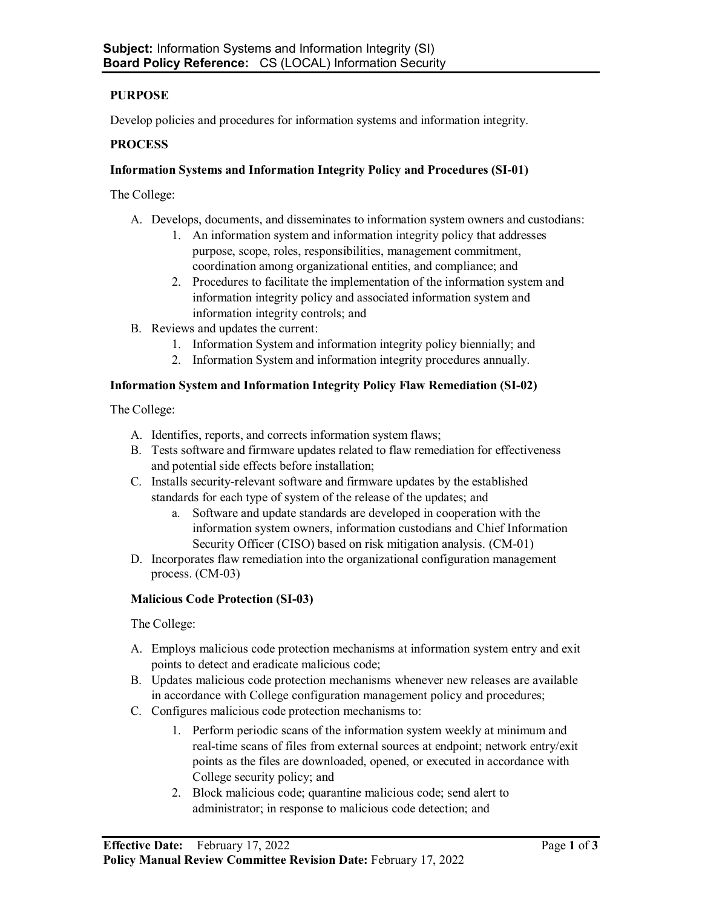**Subject:** Information Systems and Information Integrity (SI)
**Board Policy Reference:** CS (LOCAL) Information Security

## PURPOSE

Develop policies and procedures for information systems and information integrity.

## PROCESS

### Information Systems and Information Integrity Policy and Procedures (SI-01)

The College:

A. Develops, documents, and disseminates to information system owners and custodians:
   1. An information system and information integrity policy that addresses purpose, scope, roles, responsibilities, management commitment, coordination among organizational entities, and compliance; and
   2. Procedures to facilitate the implementation of the information system and information integrity policy and associated information system and information integrity controls; and
B. Reviews and updates the current:
   1. Information System and information integrity policy biennially; and
   2. Information System and information integrity procedures annually.

### Information System and Information Integrity Policy Flaw Remediation (SI-02)

The College:

A. Identifies, reports, and corrects information system flaws;
B. Tests software and firmware updates related to flaw remediation for effectiveness and potential side effects before installation;
C. Installs security-relevant software and firmware updates by the established standards for each type of system of the release of the updates; and
   a. Software and update standards are developed in cooperation with the information system owners, information custodians and Chief Information Security Officer (CISO) based on risk mitigation analysis. (CM-01)
D. Incorporates flaw remediation into the organizational configuration management process. (CM-03)

### Malicious Code Protection (SI-03)

The College:

A. Employs malicious code protection mechanisms at information system entry and exit points to detect and eradicate malicious code;
B. Updates malicious code protection mechanisms whenever new releases are available in accordance with College configuration management policy and procedures;
C. Configures malicious code protection mechanisms to:
   1. Perform periodic scans of the information system weekly at minimum and real-time scans of files from external sources at endpoint; network entry/exit points as the files are downloaded, opened, or executed in accordance with College security policy; and
   2. Block malicious code; quarantine malicious code; send alert to administrator; in response to malicious code detection; and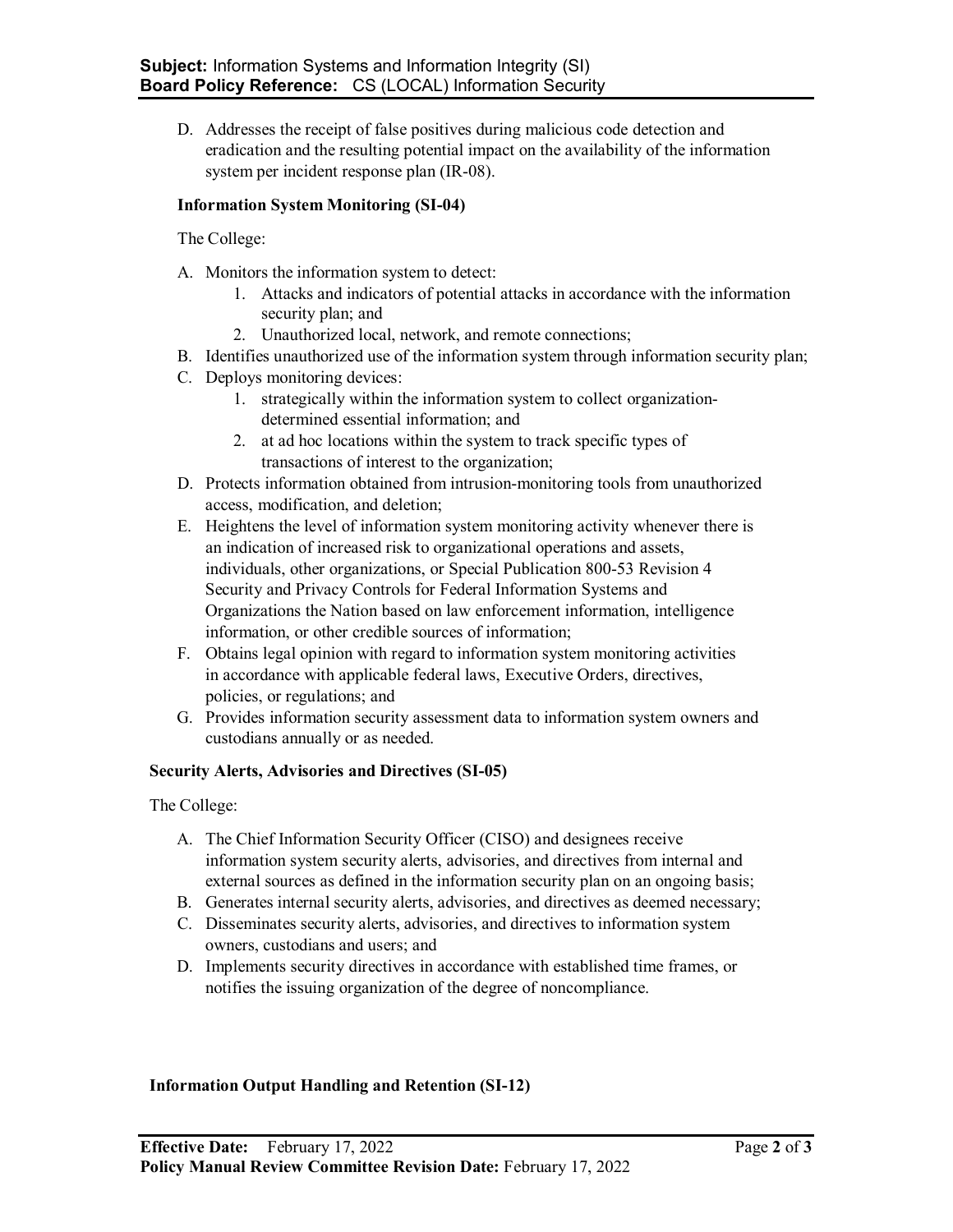D. Addresses the receipt of false positives during malicious code detection and eradication and the resulting potential impact on the availability of the information system per incident response plan (IR-08).

**Information System Monitoring (SI-04)**

The College:

A. Monitors the information system to detect:
   1. Attacks and indicators of potential attacks in accordance with the information security plan; and
   2. Unauthorized local, network, and remote connections;
B. Identifies unauthorized use of the information system through information security plan;
C. Deploys monitoring devices:
   1. strategically within the information system to collect organization-determined essential information; and
   2. at ad hoc locations within the system to track specific types of transactions of interest to the organization;
D. Protects information obtained from intrusion-monitoring tools from unauthorized access, modification, and deletion;
E. Heightens the level of information system monitoring activity whenever there is an indication of increased risk to organizational operations and assets, individuals, other organizations, or Special Publication 800-53 Revision 4 Security and Privacy Controls for Federal Information Systems and Organizations the Nation based on law enforcement information, intelligence information, or other credible sources of information;
F. Obtains legal opinion with regard to information system monitoring activities in accordance with applicable federal laws, Executive Orders, directives, policies, or regulations; and
G. Provides information security assessment data to information system owners and custodians annually or as needed.

**Security Alerts, Advisories and Directives (SI-05)**

The College:

A. The Chief Information Security Officer (CISO) and designees receive information system security alerts, advisories, and directives from internal and external sources as defined in the information security plan on an ongoing basis;
B. Generates internal security alerts, advisories, and directives as deemed necessary;
C. Disseminates security alerts, advisories, and directives to information system owners, custodians and users; and
D. Implements security directives in accordance with established time frames, or notifies the issuing organization of the degree of noncompliance.

**Information Output Handling and Retention (SI-12)**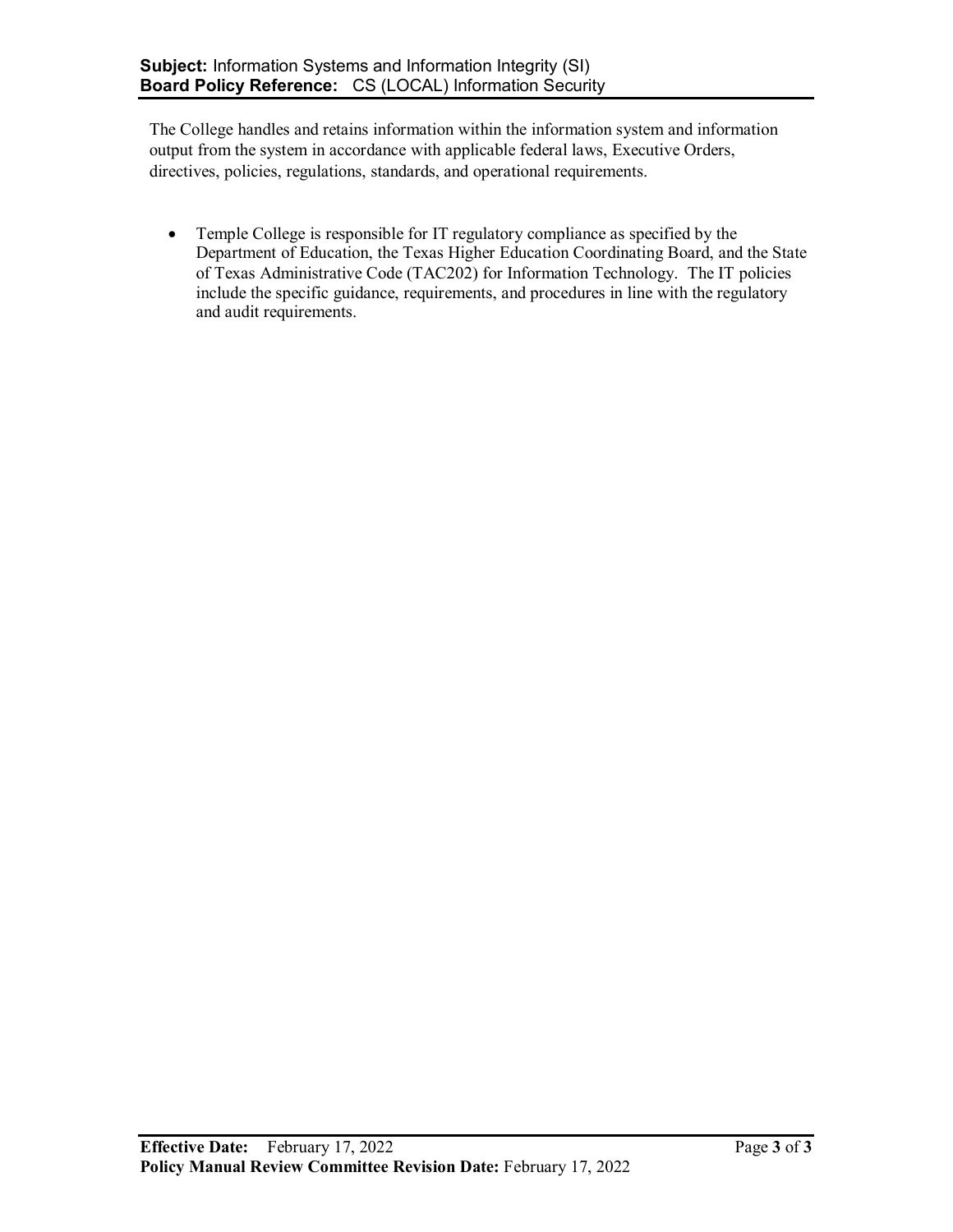The College handles and retains information within the information system and information output from the system in accordance with applicable federal laws, Executive Orders, directives, policies, regulations, standards, and operational requirements.

- Temple College is responsible for IT regulatory compliance as specified by the Department of Education, the Texas Higher Education Coordinating Board, and the State of Texas Administrative Code (TAC202) for Information Technology. The IT policies include the specific guidance, requirements, and procedures in line with the regulatory and audit requirements.